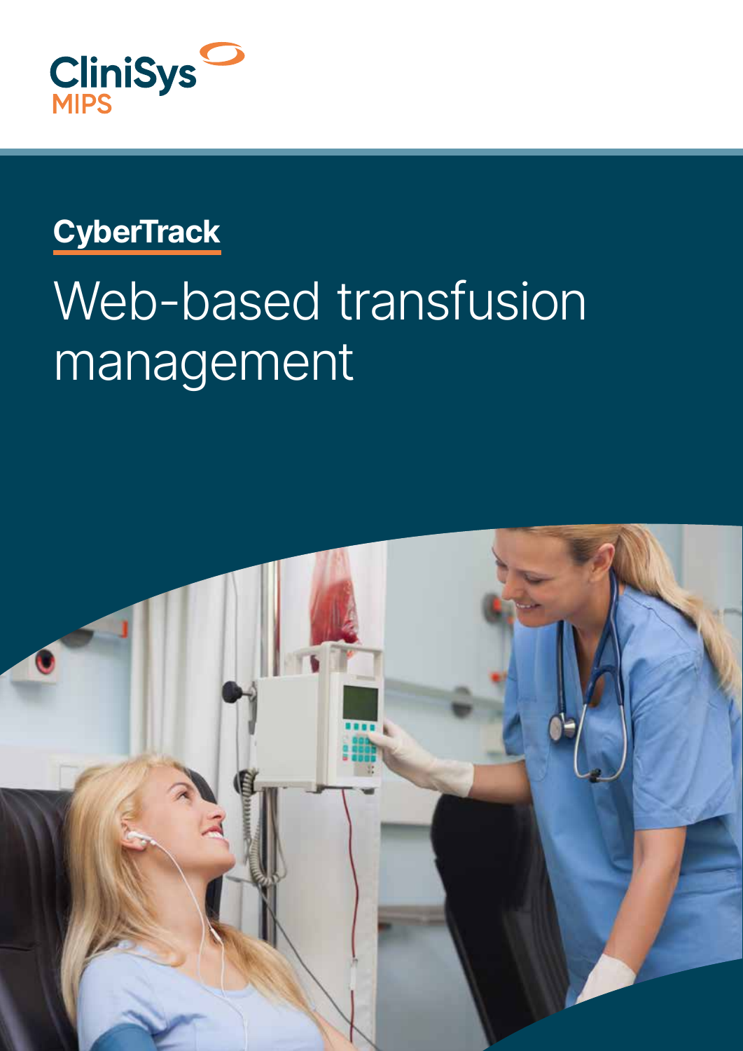CliniSys
MIPS

## CyberTrack

# Web-based transfusion management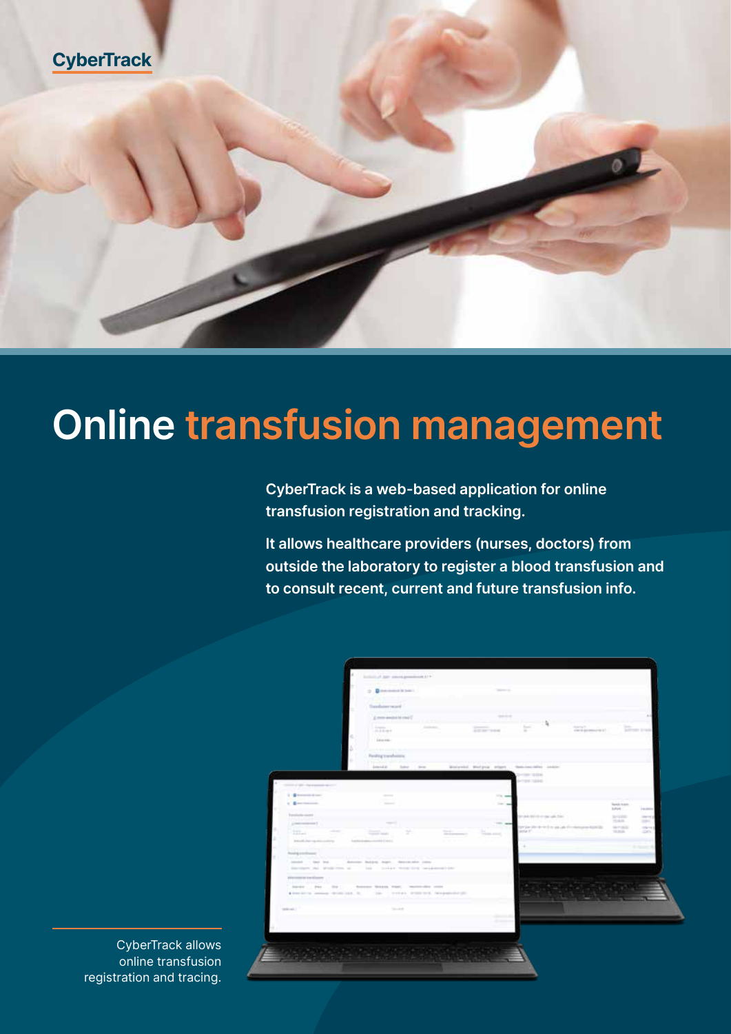CyberTrack

# Online transfusion management

**CyberTrack is a web-based application for online transfusion registration and tracking.**

**It allows healthcare providers (nurses, doctors) from outside the laboratory to register a blood transfusion and to consult recent, current and future transfusion info.**

CyberTrack allows online transfusion registration and tracing.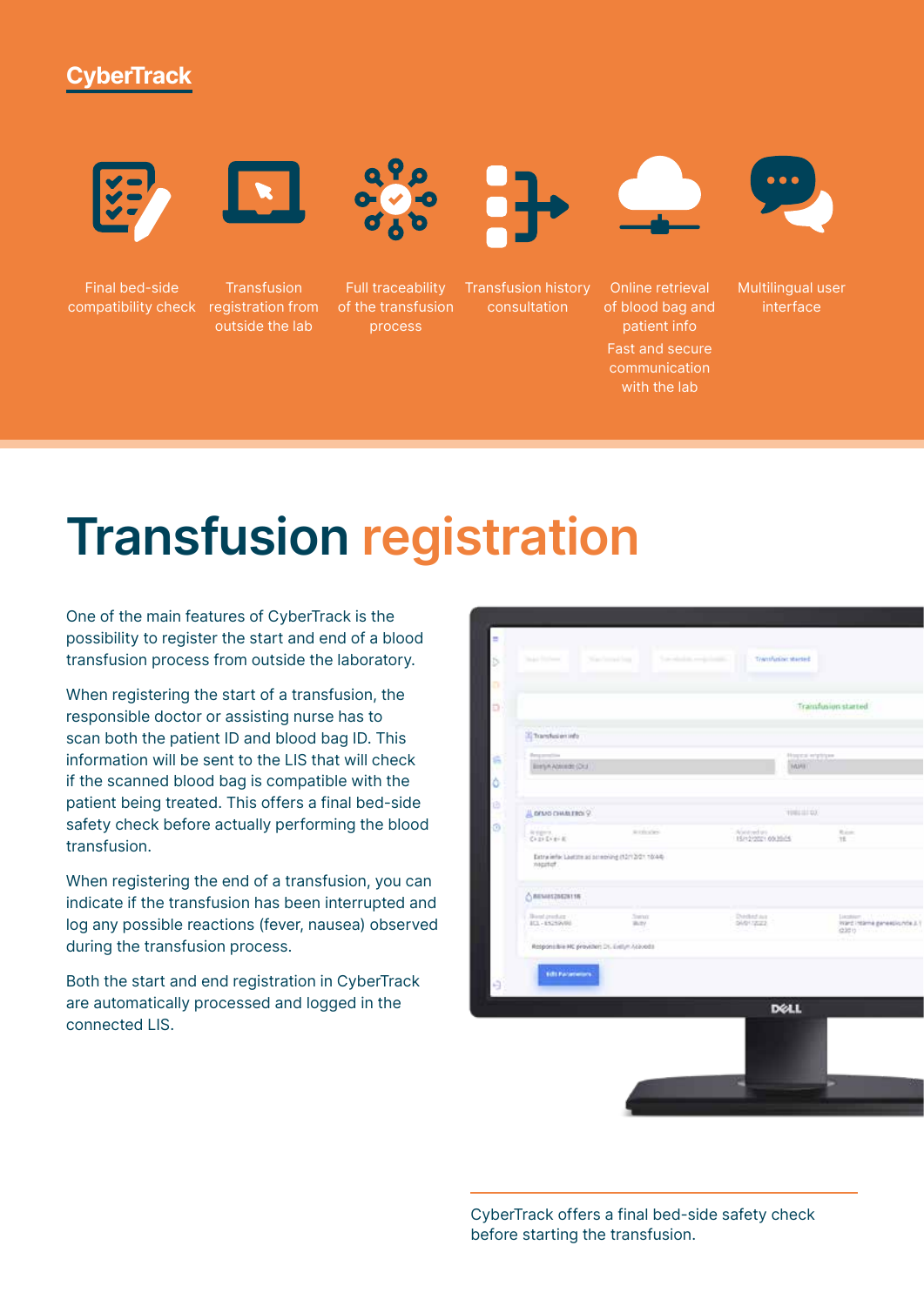**CyberTrack**

- Final bed-side compatibility check
- Transfusion registration from outside the lab
- Full traceability of the transfusion process
- Transfusion history consultation
- Online retrieval of blood bag and patient info  
  Fast and secure communication with the lab
- Multilingual user interface

# Transfusion registration

One of the main features of CyberTrack is the possibility to register the start and end of a blood transfusion process from outside the laboratory.

When registering the start of a transfusion, the responsible doctor or assisting nurse has to scan both the patient ID and blood bag ID. This information will be sent to the LIS that will check if the scanned blood bag is compatible with the patient being treated. This offers a final bed-side safety check before actually performing the blood transfusion.

When registering the end of a transfusion, you can indicate if the transfusion has been interrupted and log any possible reactions (fever, nausea) observed during the transfusion process.

Both the start and end registration in CyberTrack are automatically processed and logged in the connected LIS.

CyberTrack offers a final bed-side safety check before starting the transfusion.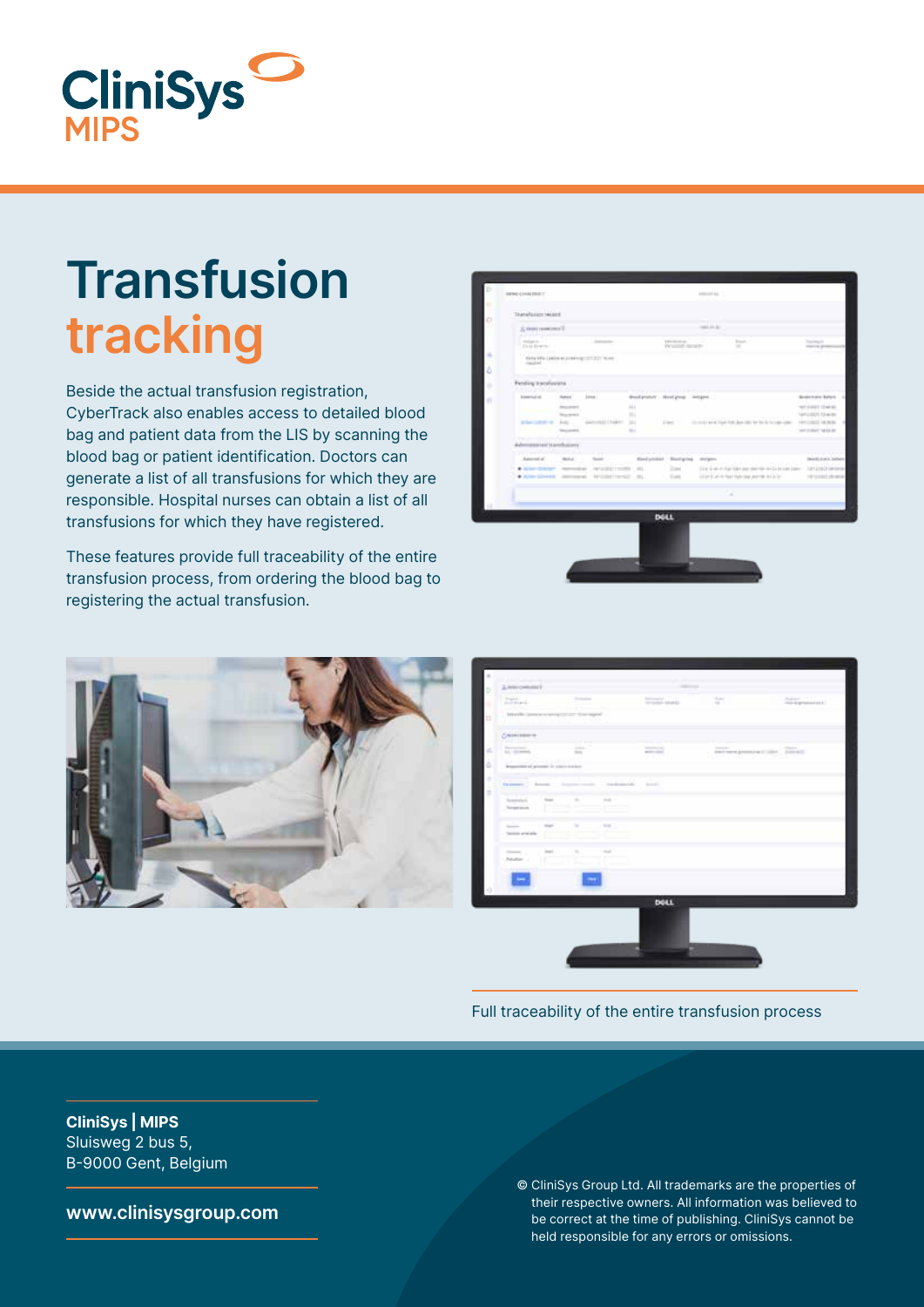# Transfusion tracking

Beside the actual transfusion registration, CyberTrack also enables access to detailed blood bag and patient data from the LIS by scanning the blood bag or patient identification. Doctors can generate a list of all transfusions for which they are responsible. Hospital nurses can obtain a list of all transfusions for which they have registered.

These features provide full traceability of the entire transfusion process, from ordering the blood bag to registering the actual transfusion.

Full traceability of the entire transfusion process

**CliniSys | MIPS**
Sluisweg 2 bus 5,
B-9000 Gent, Belgium

**www.clinisysgroup.com**

© CliniSys Group Ltd. All trademarks are the properties of their respective owners. All information was believed to be correct at the time of publishing. CliniSys cannot be held responsible for any errors or omissions.